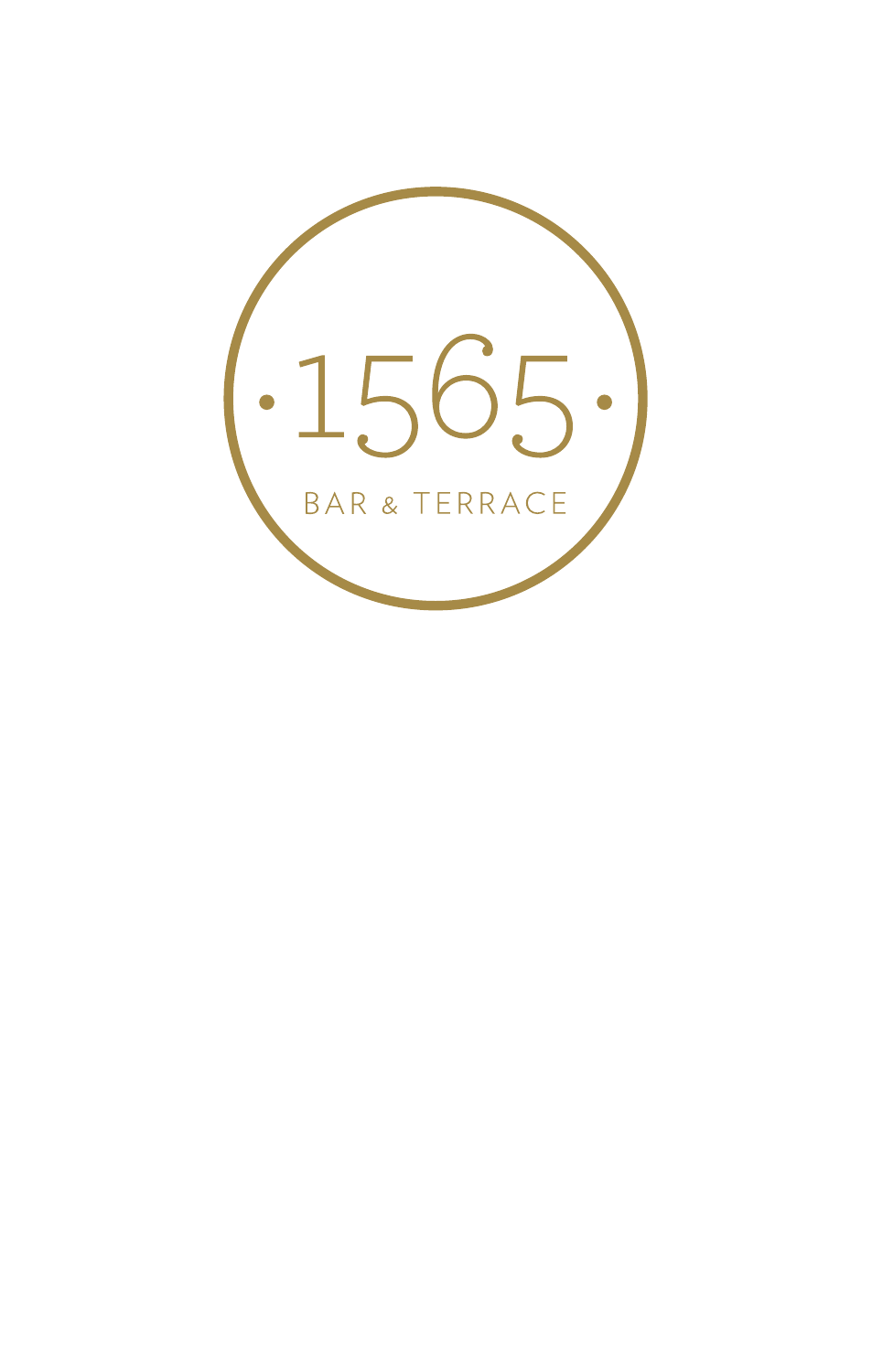# ·1565·

BAR & TERRACE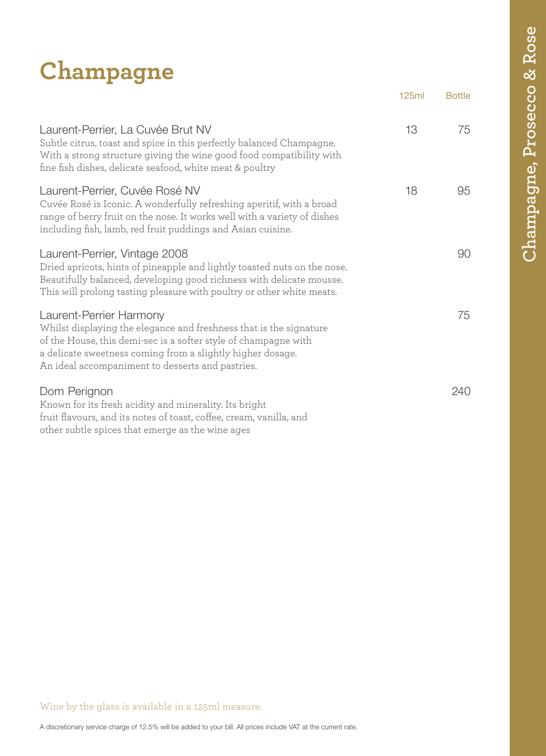# Champagne

| | 125ml | Bottle |
|---|---|---|
| **Laurent-Perrier, La Cuvée Brut NV**<br>Subtle citrus, toast and spice in this perfectly balanced Champagne. With a strong structure giving the wine good food compatibility with fine fish dishes, delicate seafood, white meat & poultry | 13 | 75 |
| **Laurent-Perrier, Cuvée Rosé NV**<br>Cuvée Rosé is Iconic. A wonderfully refreshing aperitif, with a broad range of berry fruit on the nose. It works well with a variety of dishes including fish, lamb, red fruit puddings and Asian cuisine. | 18 | 95 |
| **Laurent-Perrier, Vintage 2008**<br>Dried apricots, hints of pineapple and lightly toasted nuts on the nose. Beautifully balanced, developing good richness with delicate mousse. This will prolong tasting pleasure with poultry or other white meats. | | 90 |
| **Laurent-Perrier Harmony**<br>Whilst displaying the elegance and freshness that is the signature of the House, this demi-sec is a softer style of champagne with a delicate sweetness coming from a slightly higher dosage. An ideal accompaniment to desserts and pastries. | | 75 |
| **Dom Perignon**<br>Known for its fresh acidity and minerality. Its bright fruit flavours, and its notes of toast, coffee, cream, vanilla, and other subtle spices that emerge as the wine ages | | 240 |

Wine by the glass is available in a 125ml measure.

A discretionary service charge of 12.5% will be added to your bill. All prices include VAT at the current rate.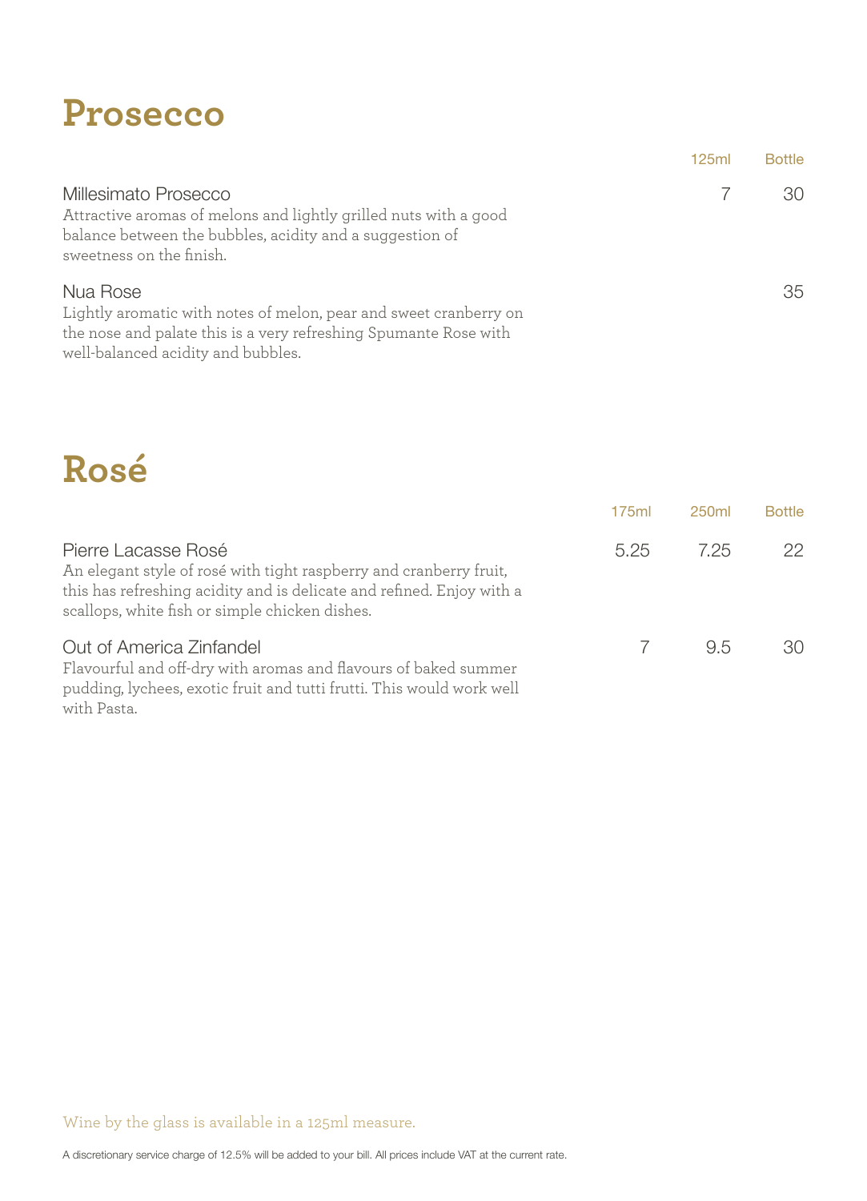# Prosecco

| | 125ml | Bottle |
|---|---|---|
| **Millesimato Prosecco**<br>Attractive aromas of melons and lightly grilled nuts with a good balance between the bubbles, acidity and a suggestion of sweetness on the finish. | 7 | 30 |
| **Nua Rose**<br>Lightly aromatic with notes of melon, pear and sweet cranberry on the nose and palate this is a very refreshing Spumante Rose with well-balanced acidity and bubbles. | | 35 |

# Rosé

| | 175ml | 250ml | Bottle |
|---|---|---|---|
| **Pierre Lacasse Rosé**<br>An elegant style of rosé with tight raspberry and cranberry fruit, this has refreshing acidity and is delicate and refined. Enjoy with a scallops, white fish or simple chicken dishes. | 5.25 | 7.25 | 22 |
| **Out of America Zinfandel**<br>Flavourful and off-dry with aromas and flavours of baked summer pudding, lychees, exotic fruit and tutti frutti. This would work well with Pasta. | 7 | 9.5 | 30 |

Wine by the glass is available in a 125ml measure.

A discretionary service charge of 12.5% will be added to your bill. All prices include VAT at the current rate.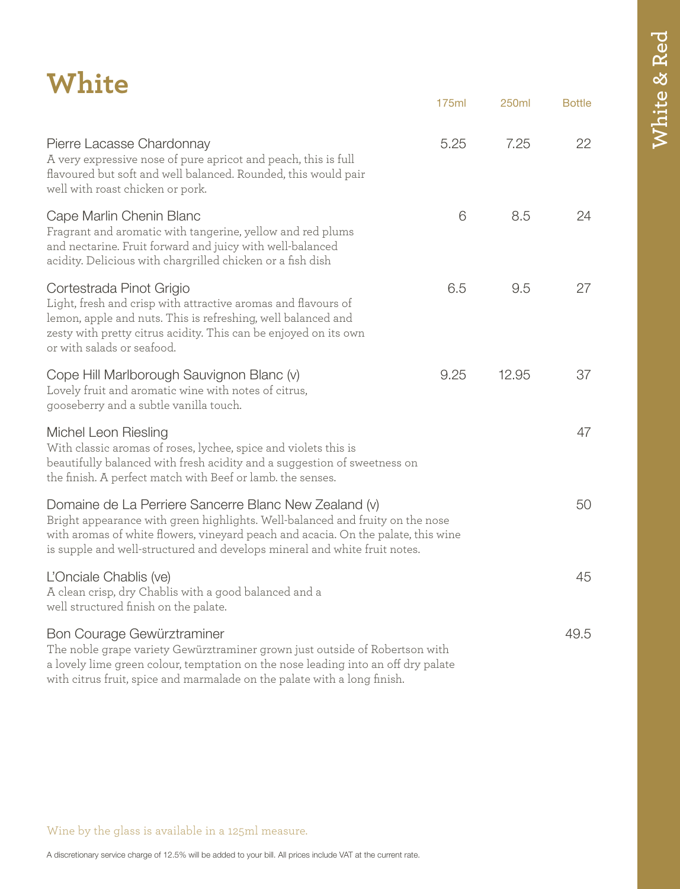# White

| | 175ml | 250ml | Bottle |
|---|---|---|---|
| Pierre Lacasse Chardonnay<br>A very expressive nose of pure apricot and peach, this is full flavoured but soft and well balanced. Rounded, this would pair well with roast chicken or pork. | 5.25 | 7.25 | 22 |
| Cape Marlin Chenin Blanc<br>Fragrant and aromatic with tangerine, yellow and red plums and nectarine. Fruit forward and juicy with well-balanced acidity. Delicious with chargrilled chicken or a fish dish | 6 | 8.5 | 24 |
| Cortestrada Pinot Grigio<br>Light, fresh and crisp with attractive aromas and flavours of lemon, apple and nuts. This is refreshing, well balanced and zesty with pretty citrus acidity. This can be enjoyed on its own or with salads or seafood. | 6.5 | 9.5 | 27 |
| Cope Hill Marlborough Sauvignon Blanc (v)<br>Lovely fruit and aromatic wine with notes of citrus, gooseberry and a subtle vanilla touch. | 9.25 | 12.95 | 37 |
| Michel Leon Riesling<br>With classic aromas of roses, lychee, spice and violets this is beautifully balanced with fresh acidity and a suggestion of sweetness on the finish. A perfect match with Beef or lamb. the senses. | | | 47 |
| Domaine de La Perriere Sancerre Blanc New Zealand (v)<br>Bright appearance with green highlights. Well-balanced and fruity on the nose with aromas of white flowers, vineyard peach and acacia. On the palate, this wine is supple and well-structured and develops mineral and white fruit notes. | | | 50 |
| L'Onciale Chablis (ve)<br>A clean crisp, dry Chablis with a good balanced and a well structured finish on the palate. | | | 45 |
| Bon Courage Gewürztraminer<br>The noble grape variety Gewürztraminer grown just outside of Robertson with a lovely lime green colour, temptation on the nose leading into an off dry palate with citrus fruit, spice and marmalade on the palate with a long finish. | | | 49.5 |

Wine by the glass is available in a 125ml measure.

A discretionary service charge of 12.5% will be added to your bill. All prices include VAT at the current rate.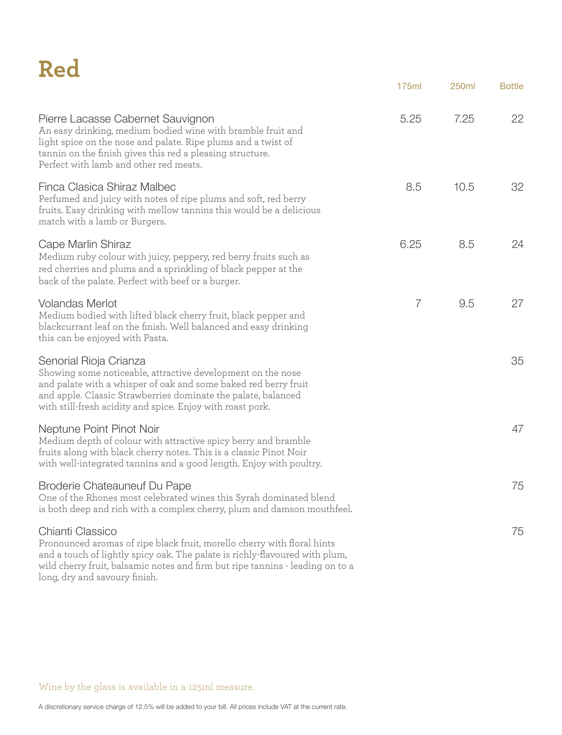# Red

| | 175ml | 250ml | Bottle |
|---|---|---|---|
| Pierre Lacasse Cabernet Sauvignon<br>An easy drinking, medium bodied wine with bramble fruit and light spice on the nose and palate. Ripe plums and a twist of tannin on the finish gives this red a pleasing structure. Perfect with lamb and other red meats. | 5.25 | 7.25 | 22 |
| Finca Clasica Shiraz Malbec<br>Perfumed and juicy with notes of ripe plums and soft, red berry fruits. Easy drinking with mellow tannins this would be a delicious match with a lamb or Burgers. | 8.5 | 10.5 | 32 |
| Cape Marlin Shiraz<br>Medium ruby colour with juicy, peppery, red berry fruits such as red cherries and plums and a sprinkling of black pepper at the back of the palate. Perfect with beef or a burger. | 6.25 | 8.5 | 24 |
| Volandas Merlot<br>Medium bodied with lifted black cherry fruit, black pepper and blackcurrant leaf on the finish. Well balanced and easy drinking this can be enjoyed with Pasta. | 7 | 9.5 | 27 |
| Senorial Rioja Crianza<br>Showing some noticeable, attractive development on the nose and palate with a whisper of oak and some baked red berry fruit and apple. Classic Strawberries dominate the palate, balanced with still-fresh acidity and spice. Enjoy with roast pork. | | | 35 |
| Neptune Point Pinot Noir<br>Medium depth of colour with attractive spicy berry and bramble fruits along with black cherry notes. This is a classic Pinot Noir with well-integrated tannins and a good length. Enjoy with poultry. | | | 47 |
| Broderie Chateauneuf Du Pape<br>One of the Rhones most celebrated wines this Syrah dominated blend is both deep and rich with a complex cherry, plum and damson mouthfeel. | | | 75 |
| Chianti Classico<br>Pronounced aromas of ripe black fruit, morello cherry with floral hints and a touch of lightly spicy oak. The palate is richly-flavoured with plum, wild cherry fruit, balsamic notes and firm but ripe tannins - leading on to a long, dry and savoury finish. | | | 75 |

Wine by the glass is available in a 125ml measure.

A discretionary service charge of 12.5% will be added to your bill. All prices include VAT at the current rate.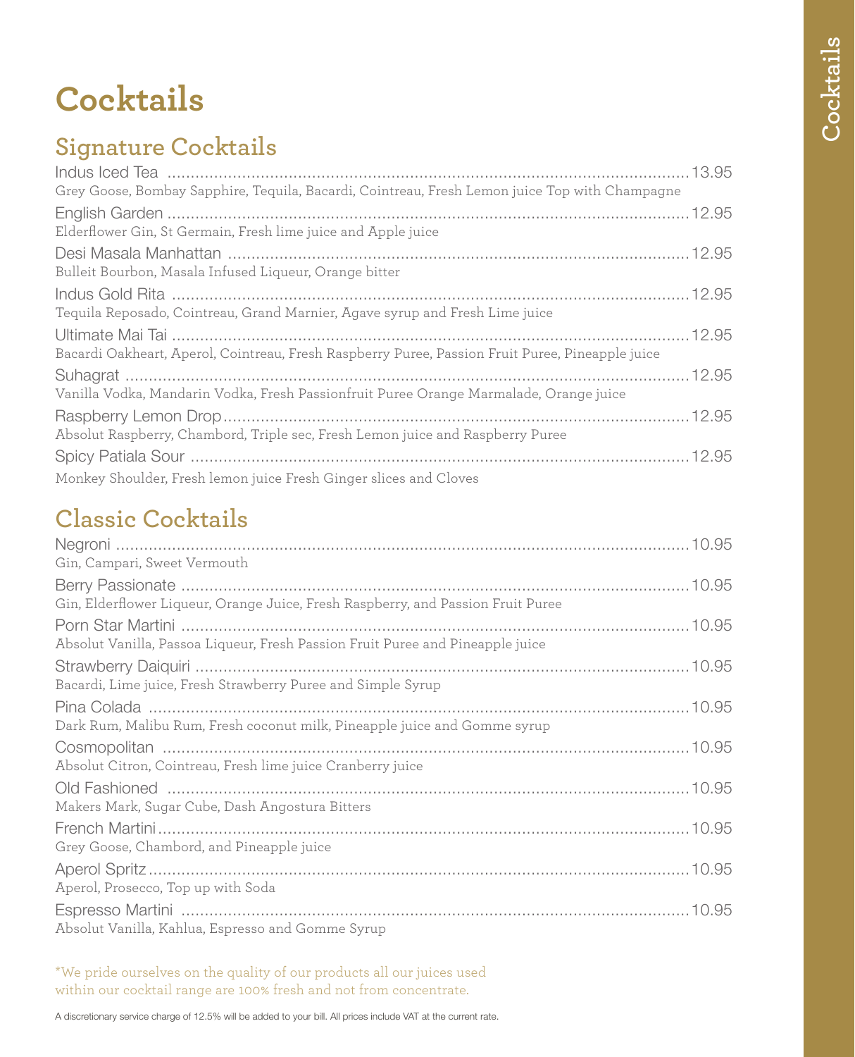# Cocktails

## Signature Cocktails

Indus Iced Tea ........ 13.95
Grey Goose, Bombay Sapphire, Tequila, Bacardi, Cointreau, Fresh Lemon juice Top with Champagne

English Garden ........ 12.95
Elderflower Gin, St Germain, Fresh lime juice and Apple juice

Desi Masala Manhattan ........ 12.95
Bulleit Bourbon, Masala Infused Liqueur, Orange bitter

Indus Gold Rita ........ 12.95
Tequila Reposado, Cointreau, Grand Marnier, Agave syrup and Fresh Lime juice

Ultimate Mai Tai ........ 12.95
Bacardi Oakheart, Aperol, Cointreau, Fresh Raspberry Puree, Passion Fruit Puree, Pineapple juice

Suhagrat ........ 12.95
Vanilla Vodka, Mandarin Vodka, Fresh Passionfruit Puree Orange Marmalade, Orange juice

Raspberry Lemon Drop ........ 12.95
Absolut Raspberry, Chambord, Triple sec, Fresh Lemon juice and Raspberry Puree

Spicy Patiala Sour ........ 12.95
Monkey Shoulder, Fresh lemon juice Fresh Ginger slices and Cloves

## Classic Cocktails

Negroni ........ 10.95
Gin, Campari, Sweet Vermouth

Berry Passionate ........ 10.95
Gin, Elderflower Liqueur, Orange Juice, Fresh Raspberry, and Passion Fruit Puree

Porn Star Martini ........ 10.95
Absolut Vanilla, Passoa Liqueur, Fresh Passion Fruit Puree and Pineapple juice

Strawberry Daiquiri ........ 10.95
Bacardi, Lime juice, Fresh Strawberry Puree and Simple Syrup

Pina Colada ........ 10.95
Dark Rum, Malibu Rum, Fresh coconut milk, Pineapple juice and Gomme syrup

Cosmopolitan ........ 10.95
Absolut Citron, Cointreau, Fresh lime juice Cranberry juice

Old Fashioned ........ 10.95
Makers Mark, Sugar Cube, Dash Angostura Bitters

French Martini ........ 10.95
Grey Goose, Chambord, and Pineapple juice

Aperol Spritz ........ 10.95
Aperol, Prosecco, Top up with Soda

Espresso Martini ........ 10.95
Absolut Vanilla, Kahlua, Espresso and Gomme Syrup

*We pride ourselves on the quality of our products all our juices used within our cocktail range are 100% fresh and not from concentrate.

A discretionary service charge of 12.5% will be added to your bill. All prices include VAT at the current rate.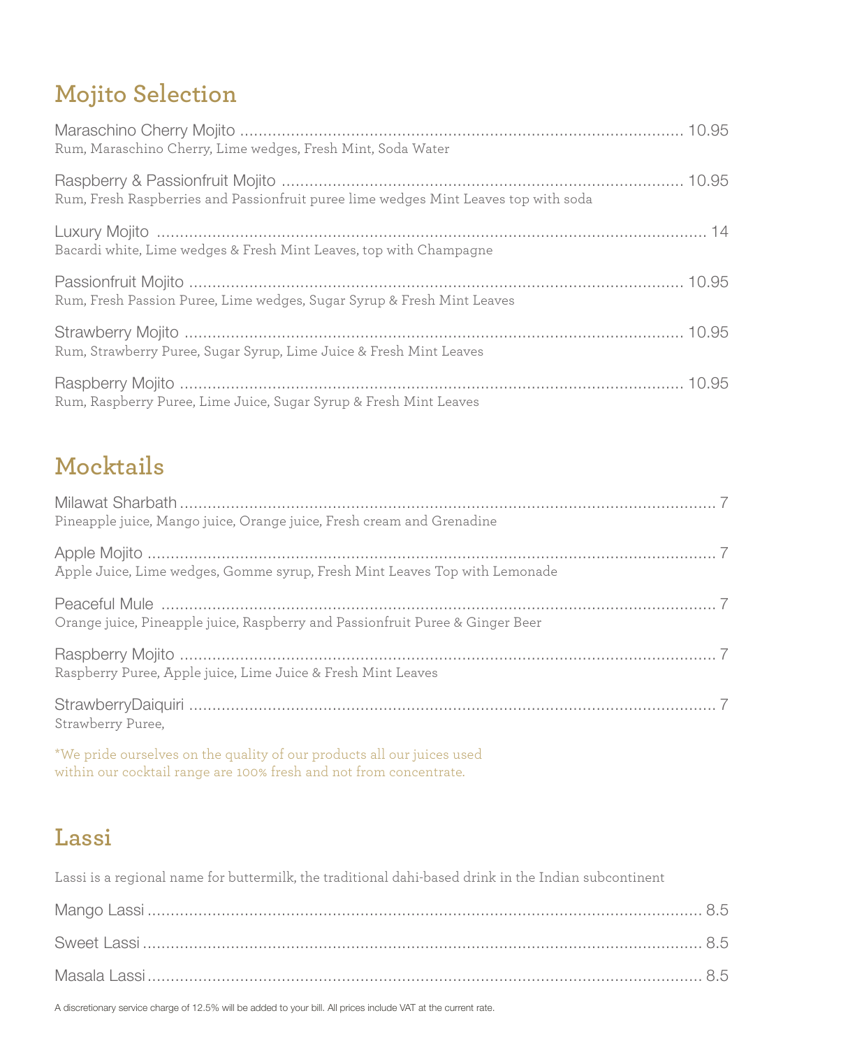## Mojito Selection

Maraschino Cherry Mojito ........ 10.95
Rum, Maraschino Cherry, Lime wedges, Fresh Mint, Soda Water

Raspberry & Passionfruit Mojito ........ 10.95
Rum, Fresh Raspberries and Passionfruit puree lime wedges Mint Leaves top with soda

Luxury Mojito ........ 14
Bacardi white, Lime wedges & Fresh Mint Leaves, top with Champagne

Passionfruit Mojito ........ 10.95
Rum, Fresh Passion Puree, Lime wedges, Sugar Syrup & Fresh Mint Leaves

Strawberry Mojito ........ 10.95
Rum, Strawberry Puree, Sugar Syrup, Lime Juice & Fresh Mint Leaves

Raspberry Mojito ........ 10.95
Rum, Raspberry Puree, Lime Juice, Sugar Syrup & Fresh Mint Leaves

## Mocktails

Milawat Sharbath ........ 7
Pineapple juice, Mango juice, Orange juice, Fresh cream and Grenadine

Apple Mojito ........ 7
Apple Juice, Lime wedges, Gomme syrup, Fresh Mint Leaves Top with Lemonade

Peaceful Mule ........ 7
Orange juice, Pineapple juice, Raspberry and Passionfruit Puree & Ginger Beer

Raspberry Mojito ........ 7
Raspberry Puree, Apple juice, Lime Juice & Fresh Mint Leaves

StrawberryDaiquiri ........ 7
Strawberry Puree,

*We pride ourselves on the quality of our products all our juices used within our cocktail range are 100% fresh and not from concentrate.

## Lassi

Lassi is a regional name for buttermilk, the traditional dahi-based drink in the Indian subcontinent

Mango Lassi ........ 8.5

Sweet Lassi ........ 8.5

Masala Lassi ........ 8.5

A discretionary service charge of 12.5% will be added to your bill. All prices include VAT at the current rate.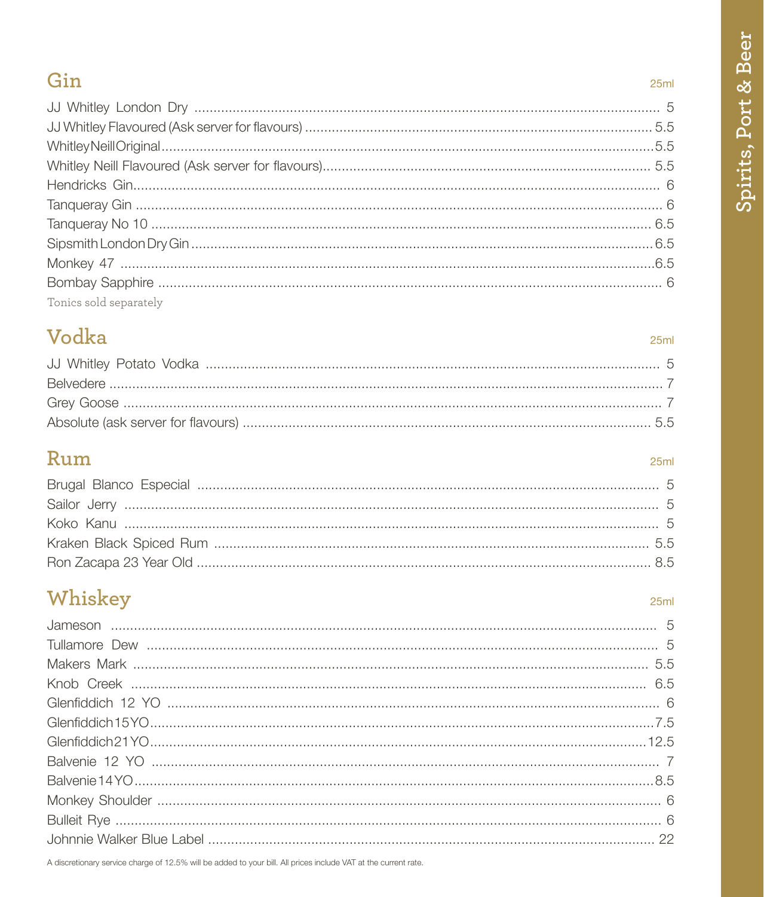## Gin

25ml

| Item | Price |
| --- | --- |
| JJ Whitley London Dry | 5 |
| JJ Whitley Flavoured (Ask server for flavours) | 5.5 |
| Whitley Neill Original | 5.5 |
| Whitley Neill Flavoured (Ask server for flavours) | 5.5 |
| Hendricks Gin | 6 |
| Tanqueray Gin | 6 |
| Tanqueray No 10 | 6.5 |
| Sipsmith London Dry Gin | 6.5 |
| Monkey 47 | 6.5 |
| Bombay Sapphire | 6 |

Tonics sold separately

## Vodka

25ml

| Item | Price |
| --- | --- |
| JJ Whitley Potato Vodka | 5 |
| Belvedere | 7 |
| Grey Goose | 7 |
| Absolute (ask server for flavours) | 5.5 |

## Rum

25ml

| Item | Price |
| --- | --- |
| Brugal Blanco Especial | 5 |
| Sailor Jerry | 5 |
| Koko Kanu | 5 |
| Kraken Black Spiced Rum | 5.5 |
| Ron Zacapa 23 Year Old | 8.5 |

## Whiskey

25ml

| Item | Price |
| --- | --- |
| Jameson | 5 |
| Tullamore Dew | 5 |
| Makers Mark | 5.5 |
| Knob Creek | 6.5 |
| Glenfiddich 12 YO | 6 |
| Glenfiddich 15 YO | 7.5 |
| Glenfiddich 21 YO | 12.5 |
| Balvenie 12 YO | 7 |
| Balvenie 14 YO | 8.5 |
| Monkey Shoulder | 6 |
| Bulleit Rye | 6 |
| Johnnie Walker Blue Label | 22 |

A discretionary service charge of 12.5% will be added to your bill. All prices include VAT at the current rate.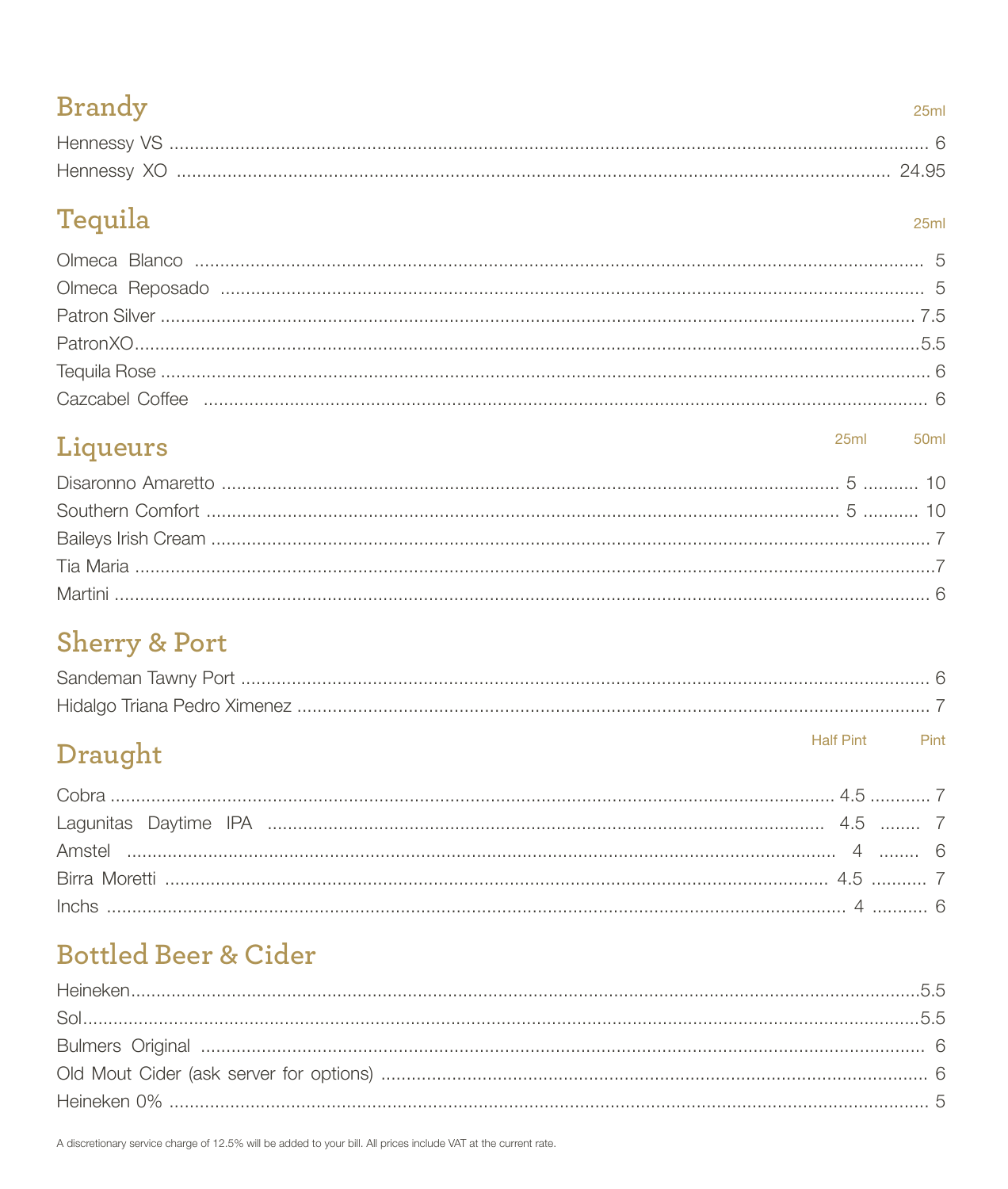## Brandy

| Item | 25ml |
|---|---|
| Hennessy VS | 6 |
| Hennessy XO | 24.95 |

## Tequila

| Item | 25ml |
|---|---|
| Olmeca Blanco | 5 |
| Olmeca Reposado | 5 |
| Patron Silver | 7.5 |
| PatronXO | 5.5 |
| Tequila Rose | 6 |
| Cazcabel Coffee | 6 |

## Liqueurs

| Item | 25ml | 50ml |
|---|---|---|
| Disaronno Amaretto | 5 | 10 |
| Southern Comfort | 5 | 10 |
| Baileys Irish Cream | | 7 |
| Tia Maria | | 7 |
| Martini | | 6 |

## Sherry & Port

| Item | Price |
|---|---|
| Sandeman Tawny Port | 6 |
| Hidalgo Triana Pedro Ximenez | 7 |

## Draught

| Item | Half Pint | Pint |
|---|---|---|
| Cobra | 4.5 | 7 |
| Lagunitas Daytime IPA | 4.5 | 7 |
| Amstel | 4 | 6 |
| Birra Moretti | 4.5 | 7 |
| Inchs | 4 | 6 |

## Bottled Beer & Cider

| Item | Price |
|---|---|
| Heineken | 5.5 |
| Sol | 5.5 |
| Bulmers Original | 6 |
| Old Mout Cider (ask server for options) | 6 |
| Heineken 0% | 5 |

A discretionary service charge of 12.5% will be added to your bill. All prices include VAT at the current rate.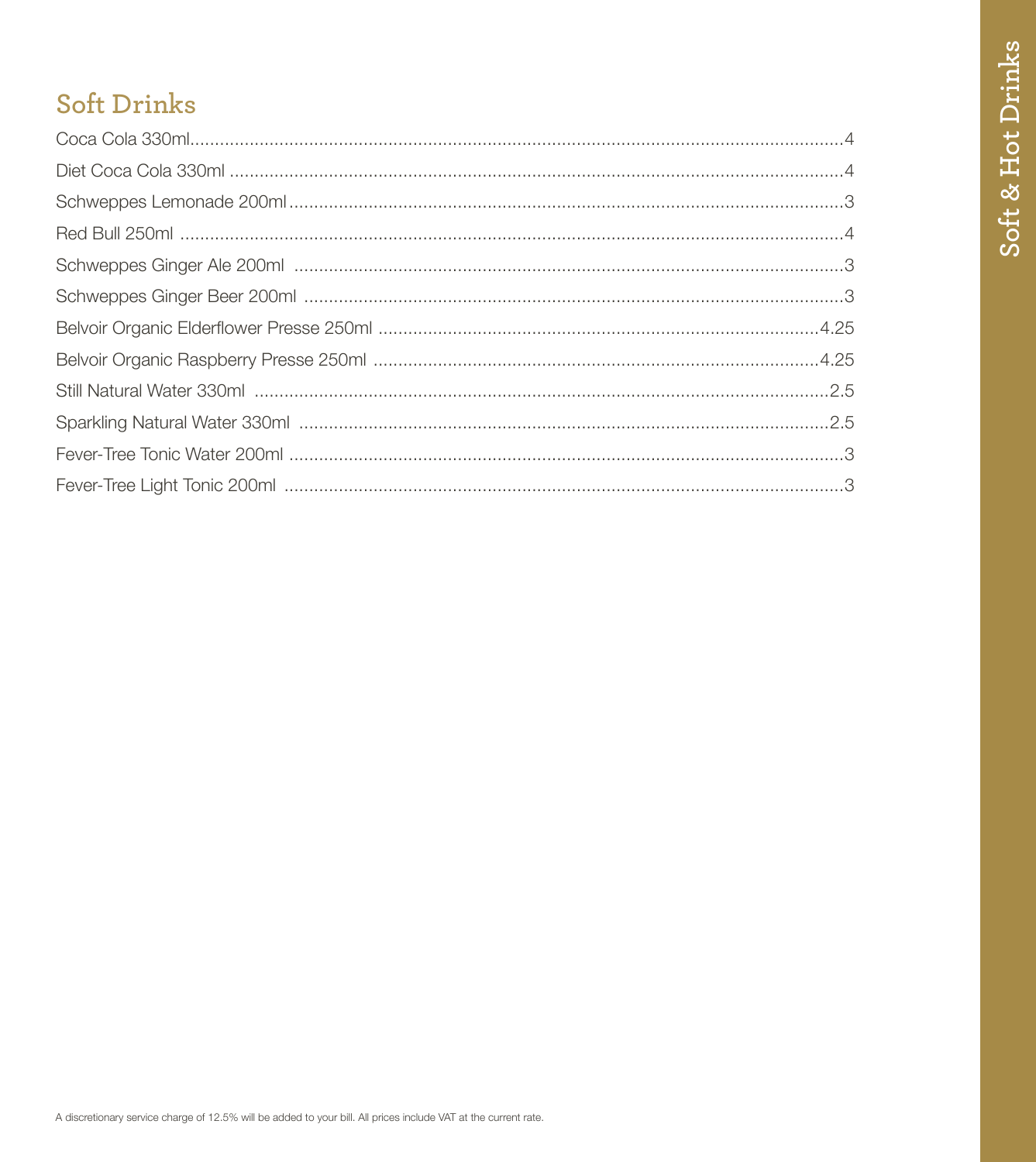## Soft Drinks

| Item | Price |
| --- | --- |
| Coca Cola 330ml | 4 |
| Diet Coca Cola 330ml | 4 |
| Schweppes Lemonade 200ml | 3 |
| Red Bull 250ml | 4 |
| Schweppes Ginger Ale 200ml | 3 |
| Schweppes Ginger Beer 200ml | 3 |
| Belvoir Organic Elderflower Presse 250ml | 4.25 |
| Belvoir Organic Raspberry Presse 250ml | 4.25 |
| Still Natural Water 330ml | 2.5 |
| Sparkling Natural Water 330ml | 2.5 |
| Fever-Tree Tonic Water 200ml | 3 |
| Fever-Tree Light Tonic 200ml | 3 |

A discretionary service charge of 12.5% will be added to your bill. All prices include VAT at the current rate.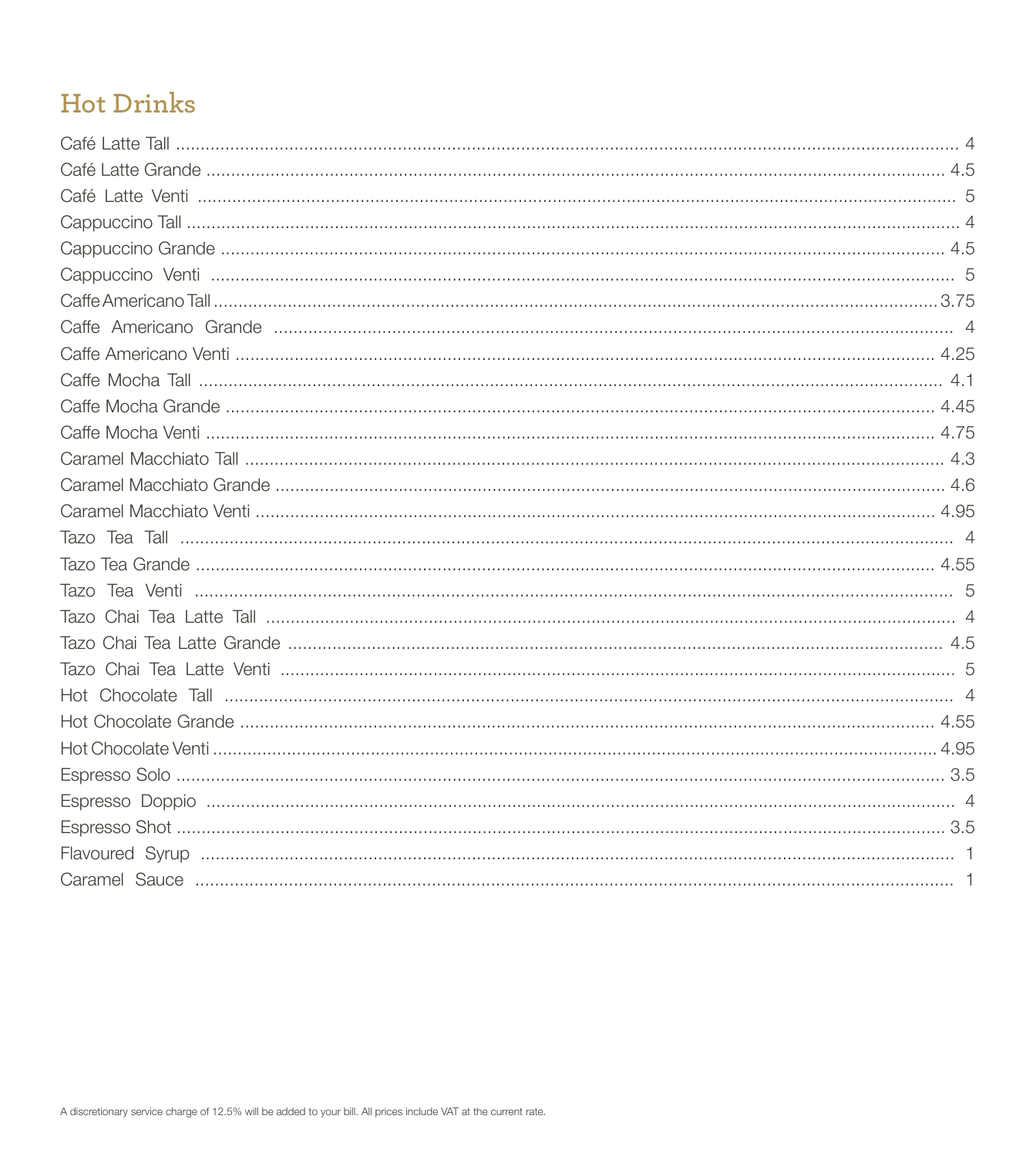## Hot Drinks

| | |
|---|---|
| Café Latte Tall | 4 |
| Café Latte Grande | 4.5 |
| Café Latte Venti | 5 |
| Cappuccino Tall | 4 |
| Cappuccino Grande | 4.5 |
| Cappuccino Venti | 5 |
| Caffe Americano Tall | 3.75 |
| Caffe Americano Grande | 4 |
| Caffe Americano Venti | 4.25 |
| Caffe Mocha Tall | 4.1 |
| Caffe Mocha Grande | 4.45 |
| Caffe Mocha Venti | 4.75 |
| Caramel Macchiato Tall | 4.3 |
| Caramel Macchiato Grande | 4.6 |
| Caramel Macchiato Venti | 4.95 |
| Tazo Tea Tall | 4 |
| Tazo Tea Grande | 4.55 |
| Tazo Tea Venti | 5 |
| Tazo Chai Tea Latte Tall | 4 |
| Tazo Chai Tea Latte Grande | 4.5 |
| Tazo Chai Tea Latte Venti | 5 |
| Hot Chocolate Tall | 4 |
| Hot Chocolate Grande | 4.55 |
| Hot Chocolate Venti | 4.95 |
| Espresso Solo | 3.5 |
| Espresso Doppio | 4 |
| Espresso Shot | 3.5 |
| Flavoured Syrup | 1 |
| Caramel Sauce | 1 |

A discretionary service charge of 12.5% will be added to your bill. All prices include VAT at the current rate.